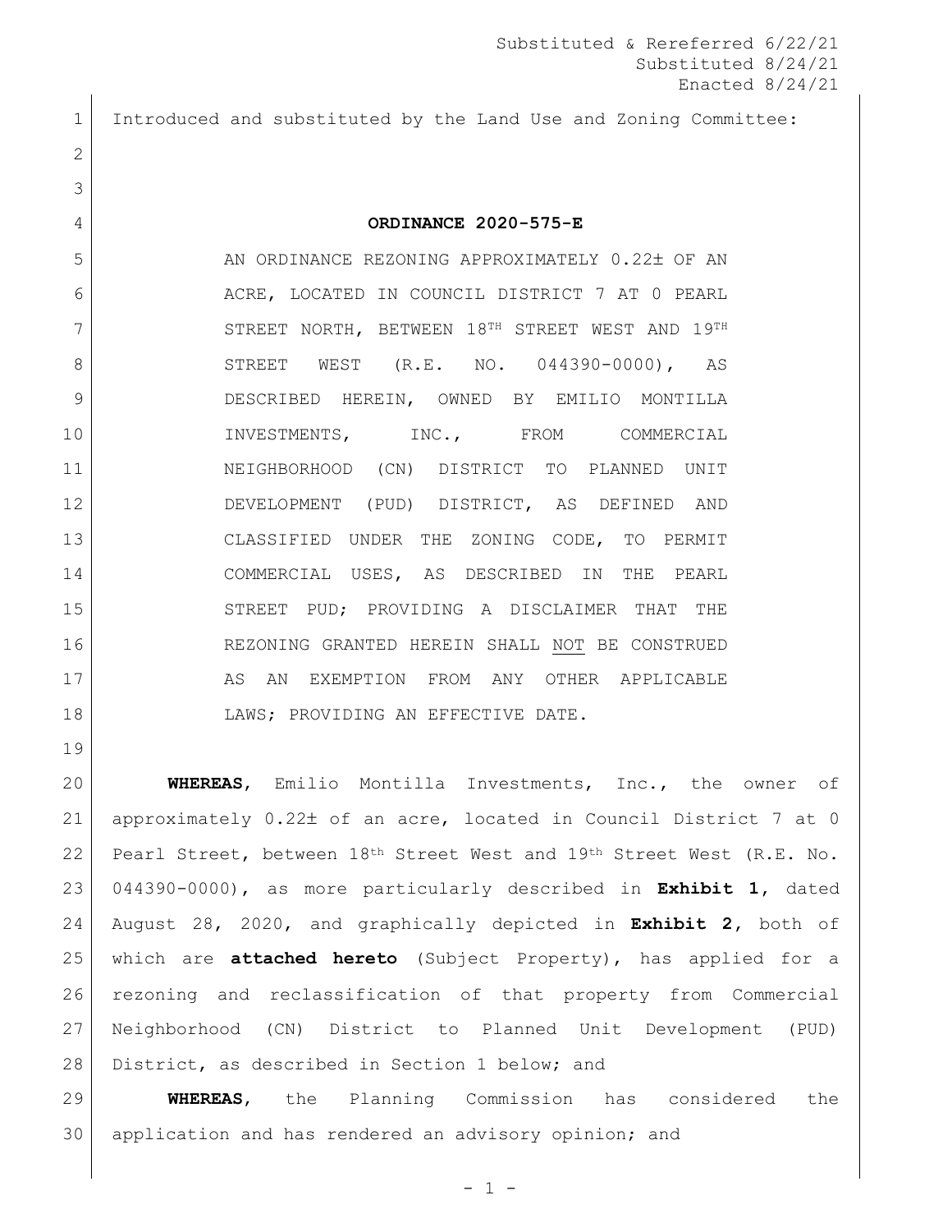Substituted & Rereferred 6/22/21
Substituted 8/24/21
Enacted 8/24/21

Introduced and substituted by the Land Use and Zoning Committee:

**ORDINANCE 2020-575-E**

AN ORDINANCE REZONING APPROXIMATELY 0.22± OF AN ACRE, LOCATED IN COUNCIL DISTRICT 7 AT 0 PEARL STREET NORTH, BETWEEN 18TH STREET WEST AND 19TH STREET WEST (R.E. NO. 044390-0000), AS DESCRIBED HEREIN, OWNED BY EMILIO MONTILLA INVESTMENTS, INC., FROM COMMERCIAL NEIGHBORHOOD (CN) DISTRICT TO PLANNED UNIT DEVELOPMENT (PUD) DISTRICT, AS DEFINED AND CLASSIFIED UNDER THE ZONING CODE, TO PERMIT COMMERCIAL USES, AS DESCRIBED IN THE PEARL STREET PUD; PROVIDING A DISCLAIMER THAT THE REZONING GRANTED HEREIN SHALL NOT BE CONSTRUED AS AN EXEMPTION FROM ANY OTHER APPLICABLE LAWS; PROVIDING AN EFFECTIVE DATE.

**WHEREAS**, Emilio Montilla Investments, Inc., the owner of approximately 0.22± of an acre, located in Council District 7 at 0 Pearl Street, between 18th Street West and 19th Street West (R.E. No. 044390-0000), as more particularly described in **Exhibit 1**, dated August 28, 2020, and graphically depicted in **Exhibit 2**, both of which are **attached hereto** (Subject Property), has applied for a rezoning and reclassification of that property from Commercial Neighborhood (CN) District to Planned Unit Development (PUD) District, as described in Section 1 below; and

**WHEREAS**, the Planning Commission has considered the application and has rendered an advisory opinion; and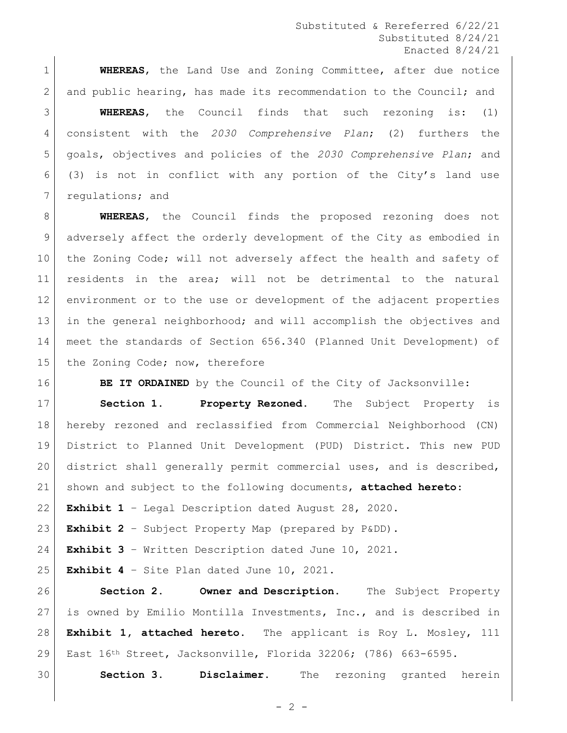Substituted & Rereferred 6/22/21
Substituted 8/24/21
Enacted 8/24/21

**WHEREAS**, the Land Use and Zoning Committee, after due notice and public hearing, has made its recommendation to the Council; and

**WHEREAS**, the Council finds that such rezoning is: (1) consistent with the *2030 Comprehensive Plan*; (2) furthers the goals, objectives and policies of the *2030 Comprehensive Plan*; and (3) is not in conflict with any portion of the City's land use regulations; and

**WHEREAS**, the Council finds the proposed rezoning does not adversely affect the orderly development of the City as embodied in the Zoning Code; will not adversely affect the health and safety of residents in the area; will not be detrimental to the natural environment or to the use or development of the adjacent properties in the general neighborhood; and will accomplish the objectives and meet the standards of Section 656.340 (Planned Unit Development) of the Zoning Code; now, therefore

**BE IT ORDAINED** by the Council of the City of Jacksonville:

**Section 1. Property Rezoned.** The Subject Property is hereby rezoned and reclassified from Commercial Neighborhood (CN) District to Planned Unit Development (PUD) District. This new PUD district shall generally permit commercial uses, and is described, shown and subject to the following documents, **attached hereto**:

**Exhibit 1** – Legal Description dated August 28, 2020.

**Exhibit 2** – Subject Property Map (prepared by P&DD).

**Exhibit 3** – Written Description dated June 10, 2021.

**Exhibit 4** – Site Plan dated June 10, 2021.

**Section 2. Owner and Description.** The Subject Property is owned by Emilio Montilla Investments, Inc., and is described in **Exhibit 1, attached hereto**. The applicant is Roy L. Mosley, 111 East 16th Street, Jacksonville, Florida 32206; (786) 663-6595.

**Section 3. Disclaimer.** The rezoning granted herein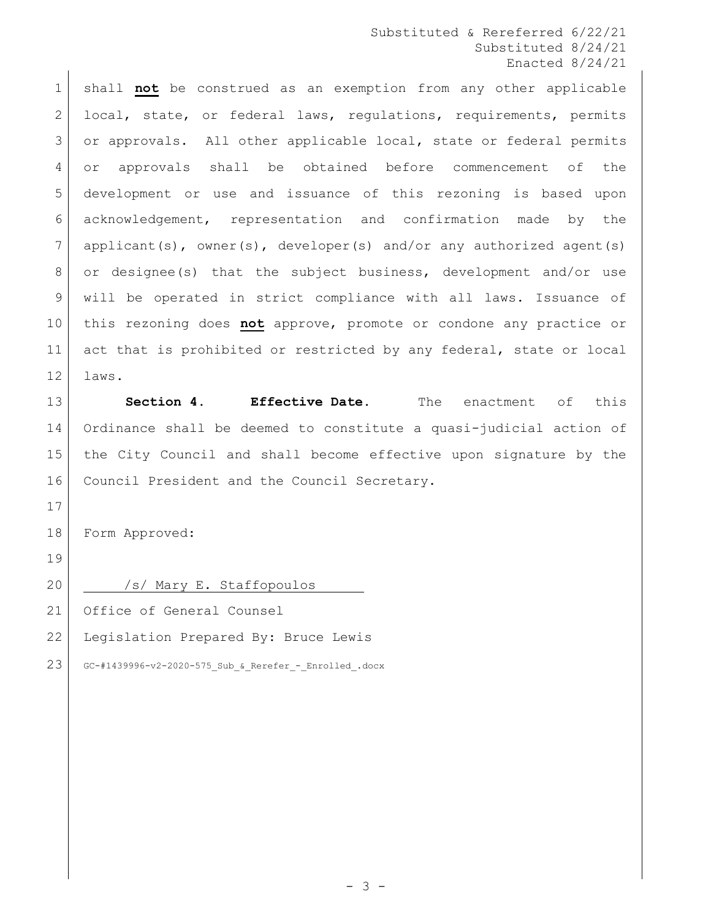Substituted & Rereferred 6/22/21
Substituted 8/24/21
Enacted 8/24/21

shall **not** be construed as an exemption from any other applicable local, state, or federal laws, regulations, requirements, permits or approvals. All other applicable local, state or federal permits or approvals shall be obtained before commencement of the development or use and issuance of this rezoning is based upon acknowledgement, representation and confirmation made by the applicant(s), owner(s), developer(s) and/or any authorized agent(s) or designee(s) that the subject business, development and/or use will be operated in strict compliance with all laws. Issuance of this rezoning does **not** approve, promote or condone any practice or act that is prohibited or restricted by any federal, state or local laws.

**Section 4. Effective Date.** The enactment of this Ordinance shall be deemed to constitute a quasi-judicial action of the City Council and shall become effective upon signature by the Council President and the Council Secretary.

Form Approved:

/s/ Mary E. Staffopoulos

Office of General Counsel

Legislation Prepared By: Bruce Lewis

GC-#1439996-v2-2020-575_Sub_&_Rerefer_-_Enrolled_.docx